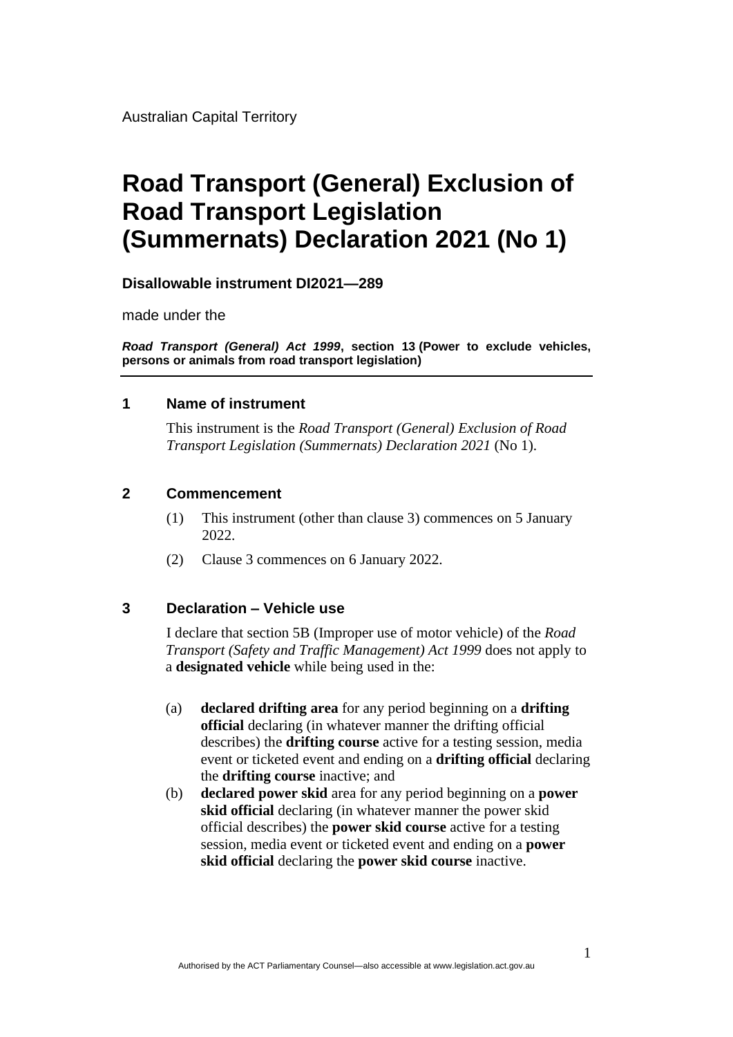Australian Capital Territory

# Road Transport (General) Exclusion of Road Transport Legislation (Summernats) Declaration 2021 (No 1)

**Disallowable instrument DI2021—289**

made under the

***Road Transport (General) Act 1999*, section 13 (Power to exclude vehicles, persons or animals from road transport legislation)**

---

## 1 Name of instrument

This instrument is the *Road Transport (General) Exclusion of Road Transport Legislation (Summernats) Declaration 2021* (No 1).

## 2 Commencement

(1) This instrument (other than clause 3) commences on 5 January 2022.

(2) Clause 3 commences on 6 January 2022.

## 3 Declaration – Vehicle use

I declare that section 5B (Improper use of motor vehicle) of the *Road Transport (Safety and Traffic Management) Act 1999* does not apply to a **designated vehicle** while being used in the:

(a) **declared drifting area** for any period beginning on a **drifting official** declaring (in whatever manner the drifting official describes) the **drifting course** active for a testing session, media event or ticketed event and ending on a **drifting official** declaring the **drifting course** inactive; and

(b) **declared power skid** area for any period beginning on a **power skid official** declaring (in whatever manner the power skid official describes) the **power skid course** active for a testing session, media event or ticketed event and ending on a **power skid official** declaring the **power skid course** inactive.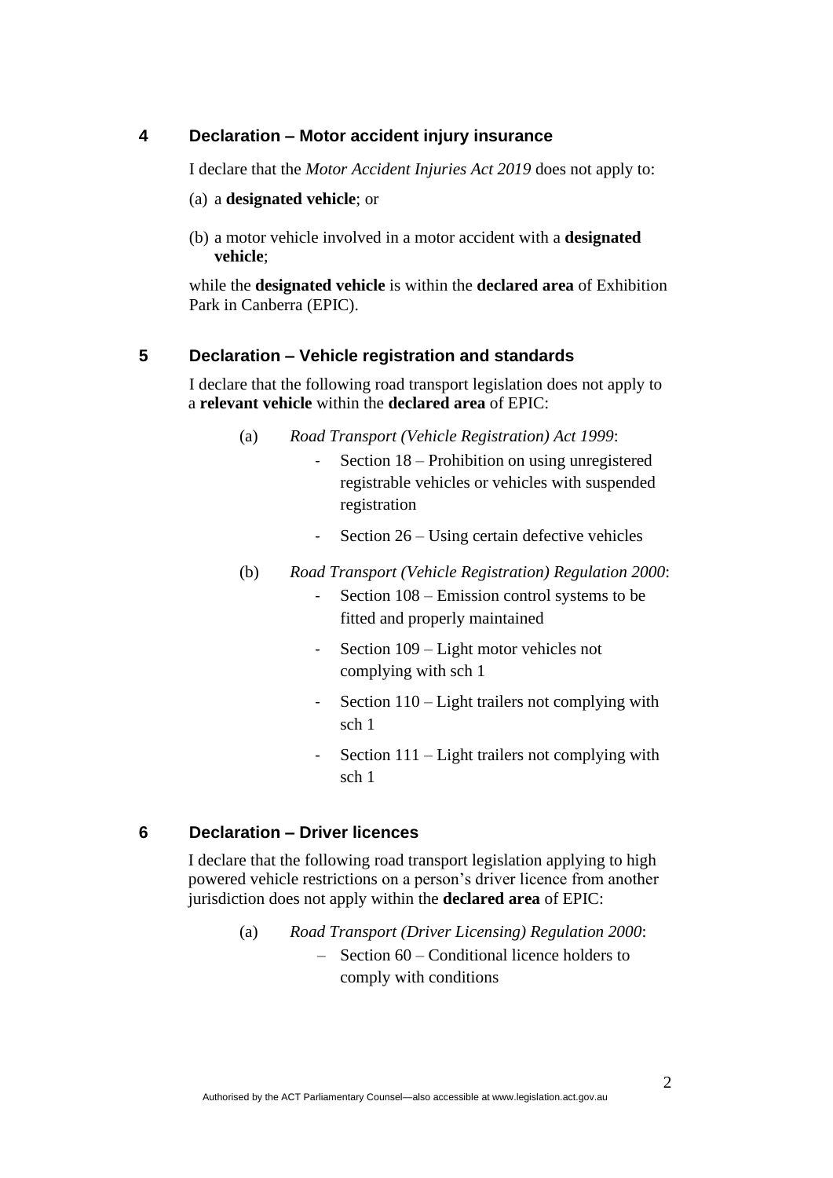## 4 Declaration – Motor accident injury insurance

I declare that the *Motor Accident Injuries Act 2019* does not apply to:

(a) a **designated vehicle**; or

(b) a motor vehicle involved in a motor accident with a **designated vehicle**;

while the **designated vehicle** is within the **declared area** of Exhibition Park in Canberra (EPIC).

## 5 Declaration – Vehicle registration and standards

I declare that the following road transport legislation does not apply to a **relevant vehicle** within the **declared area** of EPIC:

(a) *Road Transport (Vehicle Registration) Act 1999*:

- Section 18 – Prohibition on using unregistered registrable vehicles or vehicles with suspended registration
- Section 26 – Using certain defective vehicles

(b) *Road Transport (Vehicle Registration) Regulation 2000*:

- Section 108 – Emission control systems to be fitted and properly maintained
- Section 109 – Light motor vehicles not complying with sch 1
- Section 110 – Light trailers not complying with sch 1
- Section 111 – Light trailers not complying with sch 1

## 6 Declaration – Driver licences

I declare that the following road transport legislation applying to high powered vehicle restrictions on a person's driver licence from another jurisdiction does not apply within the **declared area** of EPIC:

(a) *Road Transport (Driver Licensing) Regulation 2000*:

– Section 60 – Conditional licence holders to comply with conditions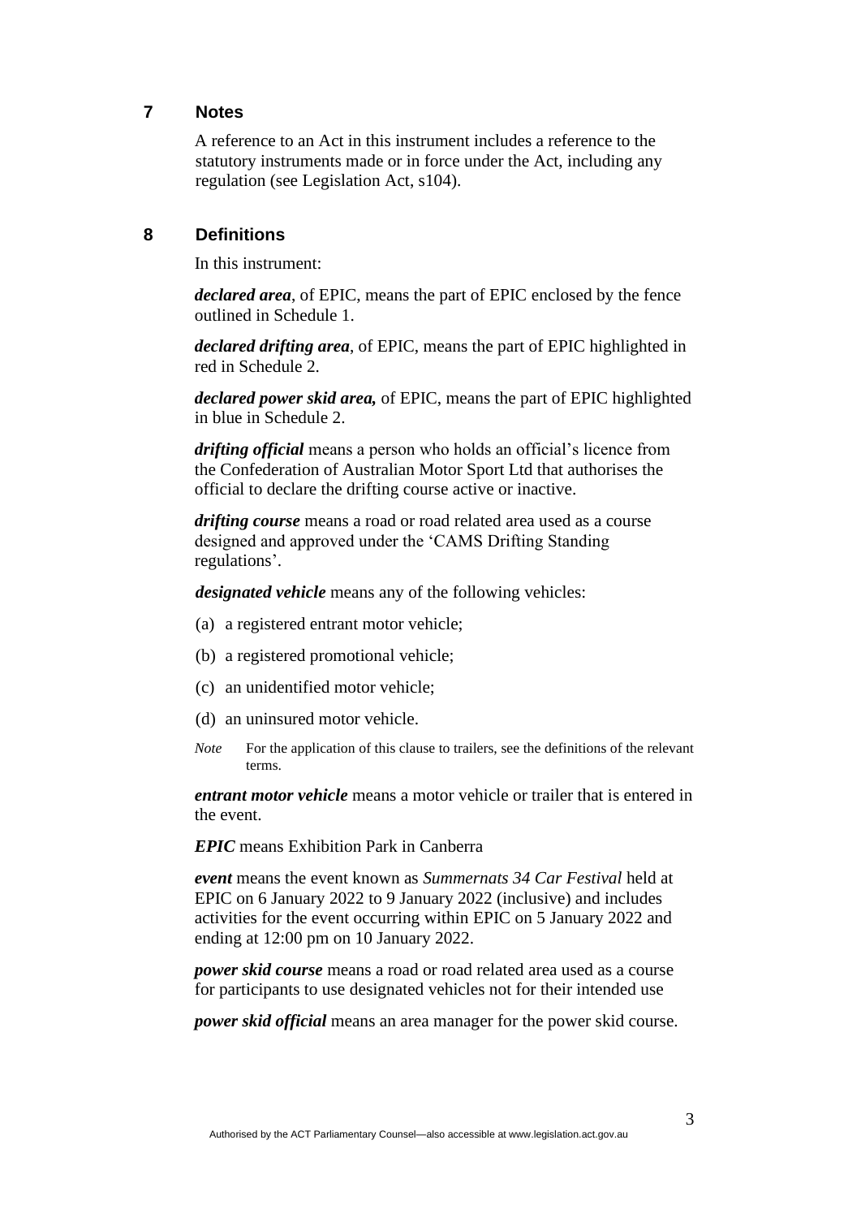## 7 Notes

A reference to an Act in this instrument includes a reference to the statutory instruments made or in force under the Act, including any regulation (see Legislation Act, s104).

## 8 Definitions

In this instrument:

***declared area***, of EPIC, means the part of EPIC enclosed by the fence outlined in Schedule 1.

***declared drifting area***, of EPIC, means the part of EPIC highlighted in red in Schedule 2.

***declared power skid area,*** of EPIC, means the part of EPIC highlighted in blue in Schedule 2.

***drifting official*** means a person who holds an official's licence from the Confederation of Australian Motor Sport Ltd that authorises the official to declare the drifting course active or inactive.

***drifting course*** means a road or road related area used as a course designed and approved under the 'CAMS Drifting Standing regulations'.

***designated vehicle*** means any of the following vehicles:

(a) a registered entrant motor vehicle;

(b) a registered promotional vehicle;

(c) an unidentified motor vehicle;

(d) an uninsured motor vehicle.

*Note* For the application of this clause to trailers, see the definitions of the relevant terms.

***entrant motor vehicle*** means a motor vehicle or trailer that is entered in the event.

***EPIC*** means Exhibition Park in Canberra

***event*** means the event known as *Summernats 34 Car Festival* held at EPIC on 6 January 2022 to 9 January 2022 (inclusive) and includes activities for the event occurring within EPIC on 5 January 2022 and ending at 12:00 pm on 10 January 2022.

***power skid course*** means a road or road related area used as a course for participants to use designated vehicles not for their intended use

***power skid official*** means an area manager for the power skid course.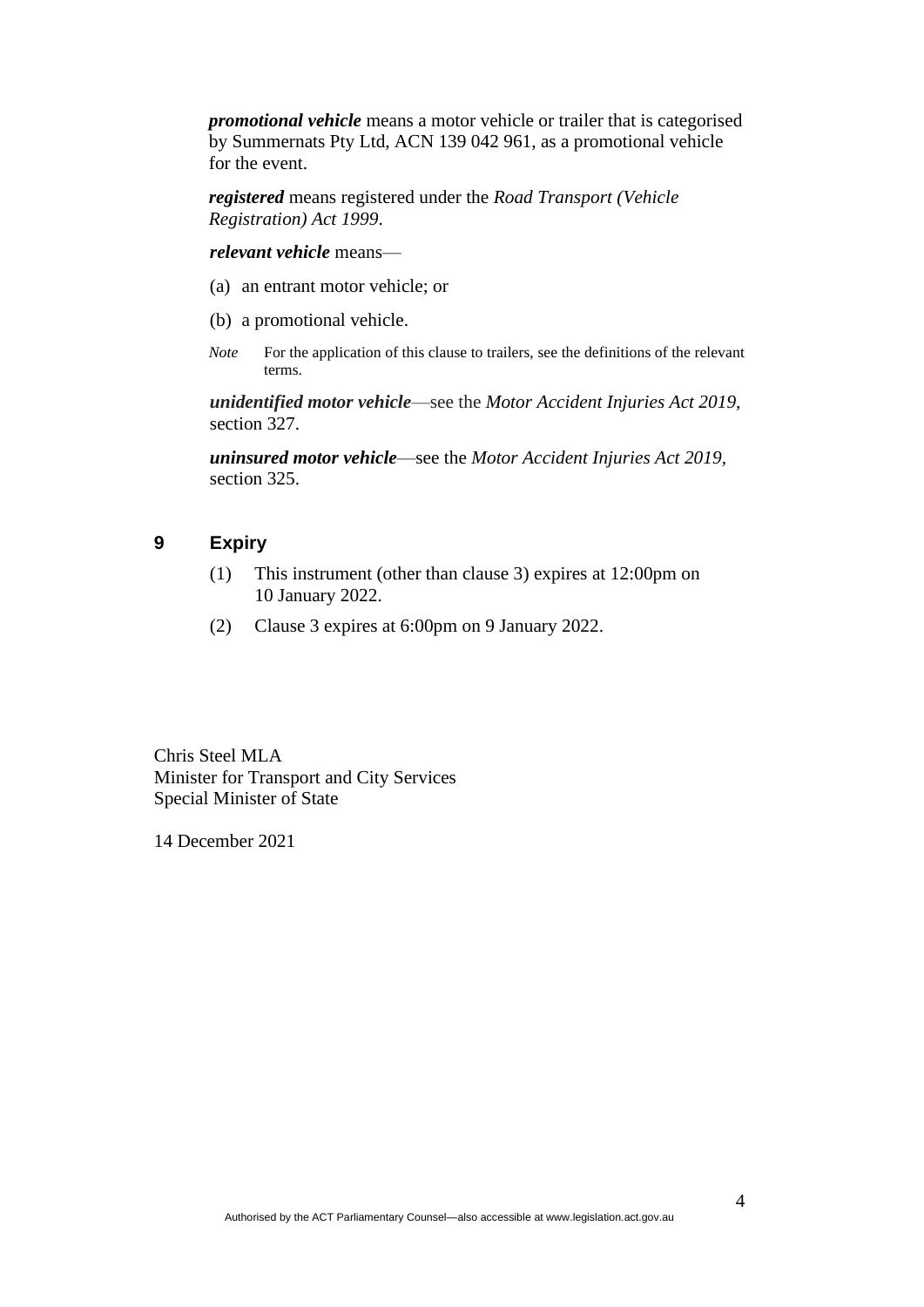***promotional vehicle*** means a motor vehicle or trailer that is categorised by Summernats Pty Ltd, ACN 139 042 961, as a promotional vehicle for the event.

***registered*** means registered under the *Road Transport (Vehicle Registration) Act 1999*.

***relevant vehicle*** means—

(a) an entrant motor vehicle; or

(b) a promotional vehicle.

*Note* For the application of this clause to trailers, see the definitions of the relevant terms.

***unidentified motor vehicle***—see the *Motor Accident Injuries Act 2019*, section 327.

***uninsured motor vehicle***—see the *Motor Accident Injuries Act 2019*, section 325.

## 9 Expiry

(1) This instrument (other than clause 3) expires at 12:00pm on 10 January 2022.

(2) Clause 3 expires at 6:00pm on 9 January 2022.

Chris Steel MLA
Minister for Transport and City Services
Special Minister of State

14 December 2021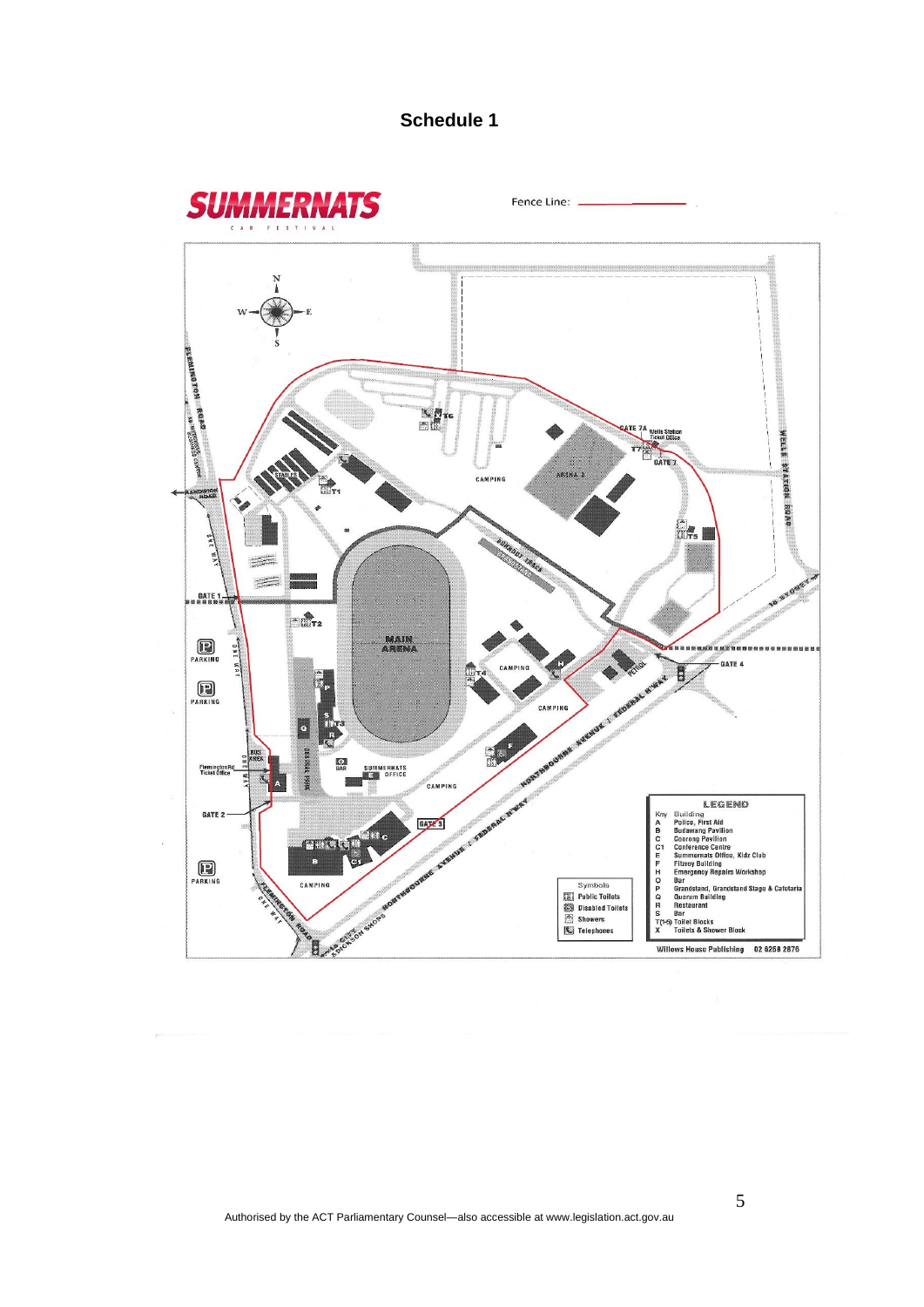**Schedule 1**

SUMMERNATS CAR FESTIVAL

Fence Line:

LEGEND

| Key | Building |
|---|---|
| A | Police, First Aid |
| B | Budawang Pavilion |
| C | Coorong Pavilion |
| C1 | Conference Centre |
| E | Summernats Office, Kidz Club |
| F | Fitzroy Building |
| H | Emergency Repairs Workshop |
| O | Bar |
| P | Grandstand, Grandstand Stage & Cafeteria |
| Q | Quorum Building |
| R | Restaurant |
| S | Bar |
| T(1-6) | Toilet Blocks |
| X | Toilets & Shower Block |

Symbols

- Public Toilets
- Disabled Toilets
- Showers
- Telephones

Willows House Publishing 02 6258 2876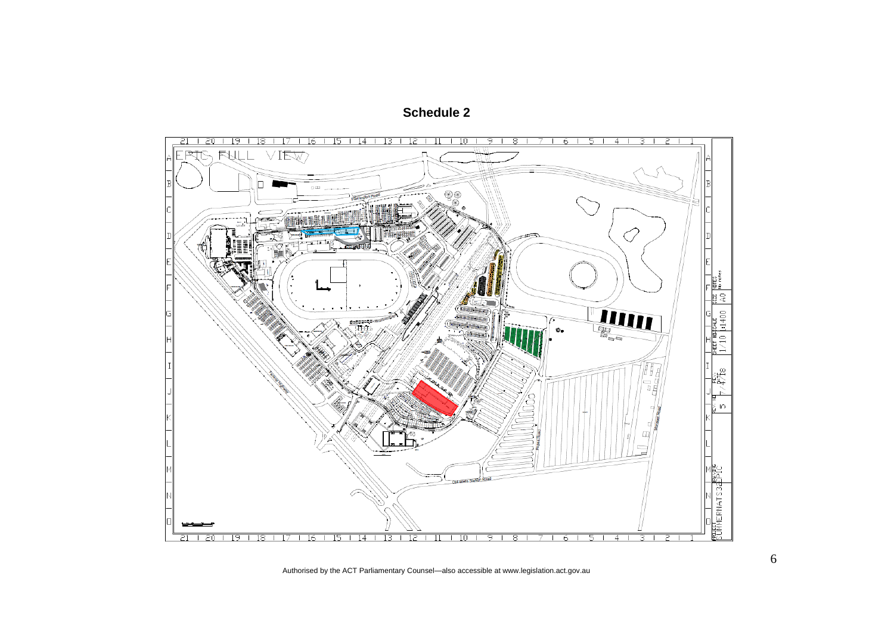# Schedule 2

EPIC FULL VIEW

Flemington Road

Federal Highway

Old Wells Station Road

Pipers Road

Wanasa Road

NOTES No notes

SIZE A0

SHEET NO 1/10

SCALE 1:1400

REV 5

FILE 7/4/18

DRAWING EPIC

PROJECT SUMMERNATS32

Authorised by the ACT Parliamentary Counsel—also accessible at www.legislation.act.gov.au